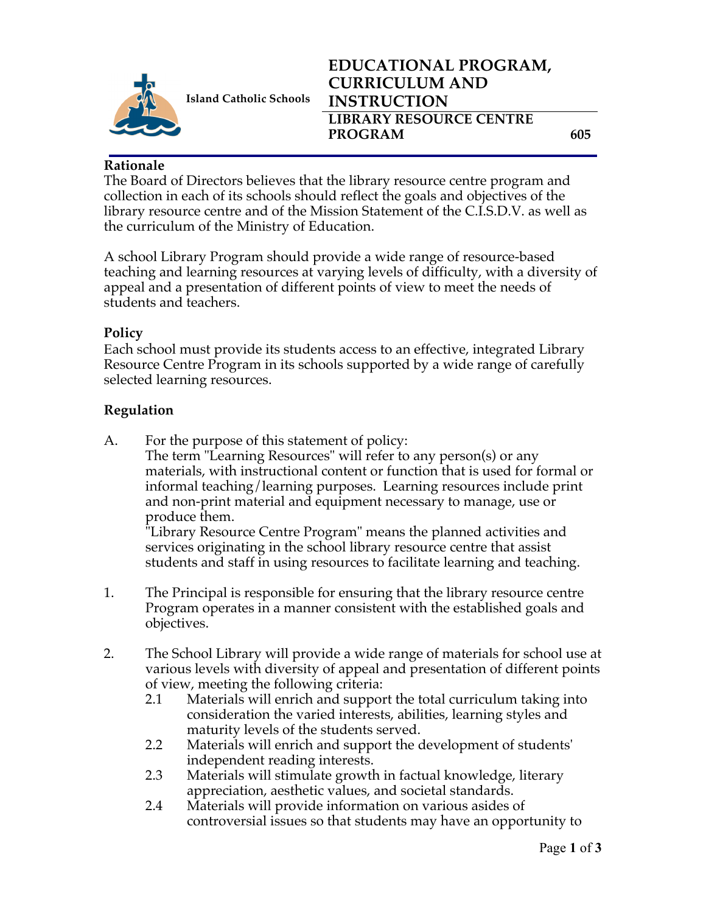Island Catholic Schools

# EDUCATIONAL PROGRAM, CURRICULUM AND INSTRUCTION

## LIBRARY RESOURCE CENTRE PROGRAM 605

### Rationale

The Board of Directors believes that the library resource centre program and collection in each of its schools should reflect the goals and objectives of the library resource centre and of the Mission Statement of the C.I.S.D.V. as well as the curriculum of the Ministry of Education.

A school Library Program should provide a wide range of resource-based teaching and learning resources at varying levels of difficulty, with a diversity of appeal and a presentation of different points of view to meet the needs of students and teachers.

### Policy

Each school must provide its students access to an effective, integrated Library Resource Centre Program in its schools supported by a wide range of carefully selected learning resources.

### Regulation

A. For the purpose of this statement of policy:
   The term "Learning Resources" will refer to any person(s) or any materials, with instructional content or function that is used for formal or informal teaching/learning purposes. Learning resources include print and non-print material and equipment necessary to manage, use or produce them.
   "Library Resource Centre Program" means the planned activities and services originating in the school library resource centre that assist students and staff in using resources to facilitate learning and teaching.

1. The Principal is responsible for ensuring that the library resource centre Program operates in a manner consistent with the established goals and objectives.

2. The School Library will provide a wide range of materials for school use at various levels with diversity of appeal and presentation of different points of view, meeting the following criteria:
   - 2.1 Materials will enrich and support the total curriculum taking into consideration the varied interests, abilities, learning styles and maturity levels of the students served.
   - 2.2 Materials will enrich and support the development of students' independent reading interests.
   - 2.3 Materials will stimulate growth in factual knowledge, literary appreciation, aesthetic values, and societal standards.
   - 2.4 Materials will provide information on various asides of controversial issues so that students may have an opportunity to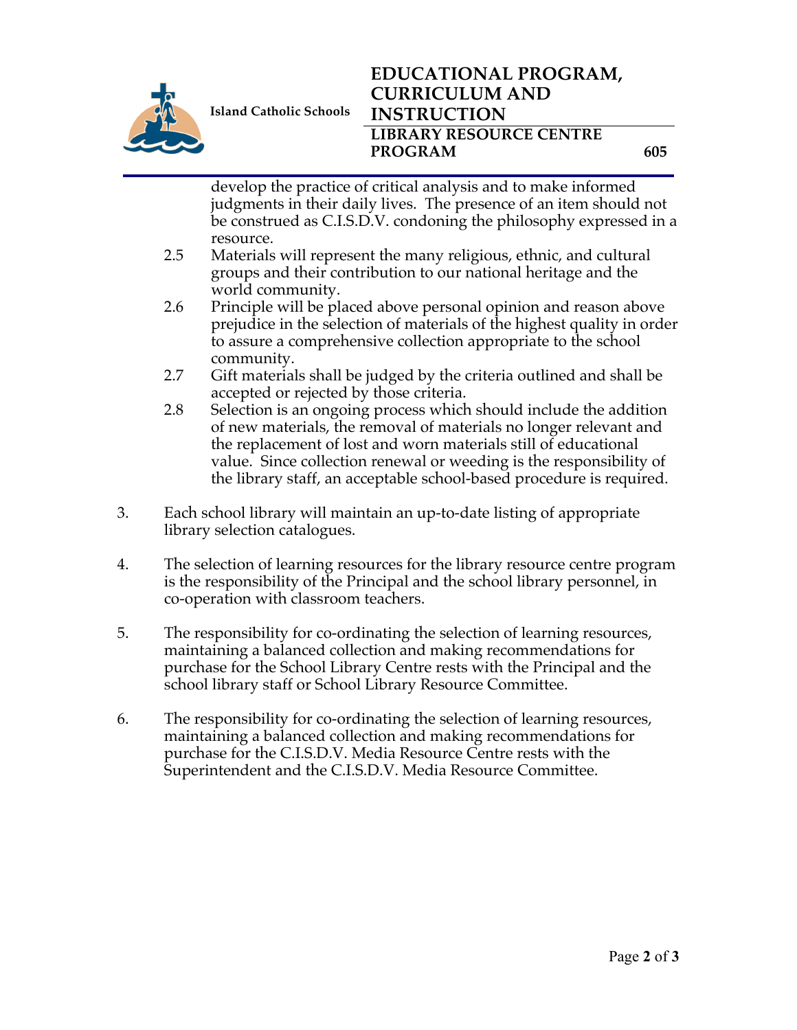develop the practice of critical analysis and to make informed judgments in their daily lives. The presence of an item should not be construed as C.I.S.D.V. condoning the philosophy expressed in a resource.

2.5 Materials will represent the many religious, ethnic, and cultural groups and their contribution to our national heritage and the world community.

2.6 Principle will be placed above personal opinion and reason above prejudice in the selection of materials of the highest quality in order to assure a comprehensive collection appropriate to the school community.

2.7 Gift materials shall be judged by the criteria outlined and shall be accepted or rejected by those criteria.

2.8 Selection is an ongoing process which should include the addition of new materials, the removal of materials no longer relevant and the replacement of lost and worn materials still of educational value. Since collection renewal or weeding is the responsibility of the library staff, an acceptable school-based procedure is required.

3. Each school library will maintain an up-to-date listing of appropriate library selection catalogues.

4. The selection of learning resources for the library resource centre program is the responsibility of the Principal and the school library personnel, in co-operation with classroom teachers.

5. The responsibility for co-ordinating the selection of learning resources, maintaining a balanced collection and making recommendations for purchase for the School Library Centre rests with the Principal and the school library staff or School Library Resource Committee.

6. The responsibility for co-ordinating the selection of learning resources, maintaining a balanced collection and making recommendations for purchase for the C.I.S.D.V. Media Resource Centre rests with the Superintendent and the C.I.S.D.V. Media Resource Committee.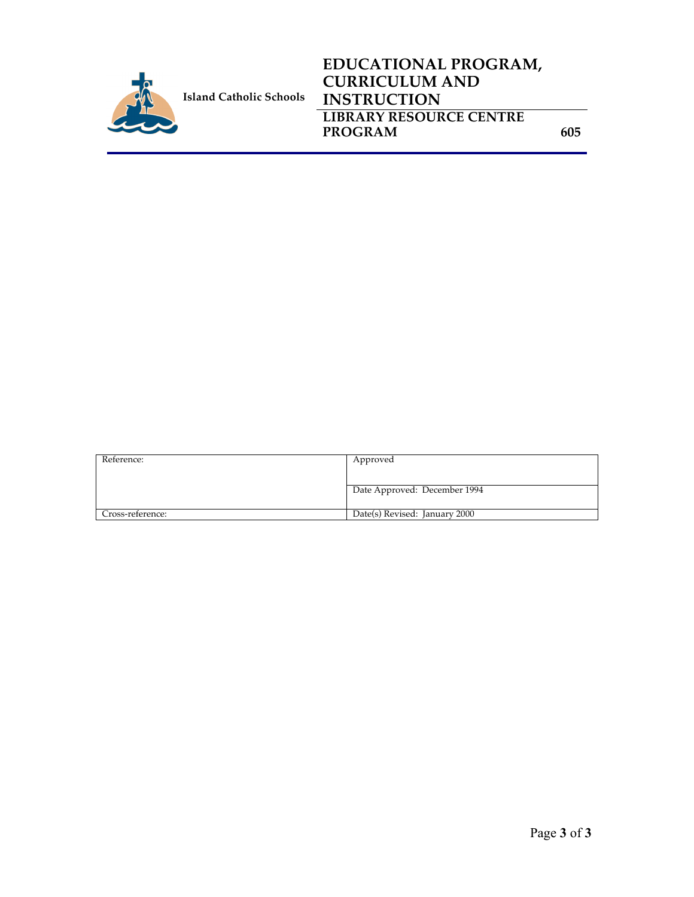| | |
|---|---|
| Reference: | Approved<br><br>Date Approved: December 1994 |
| Cross-reference: | Date(s) Revised: January 2000 |